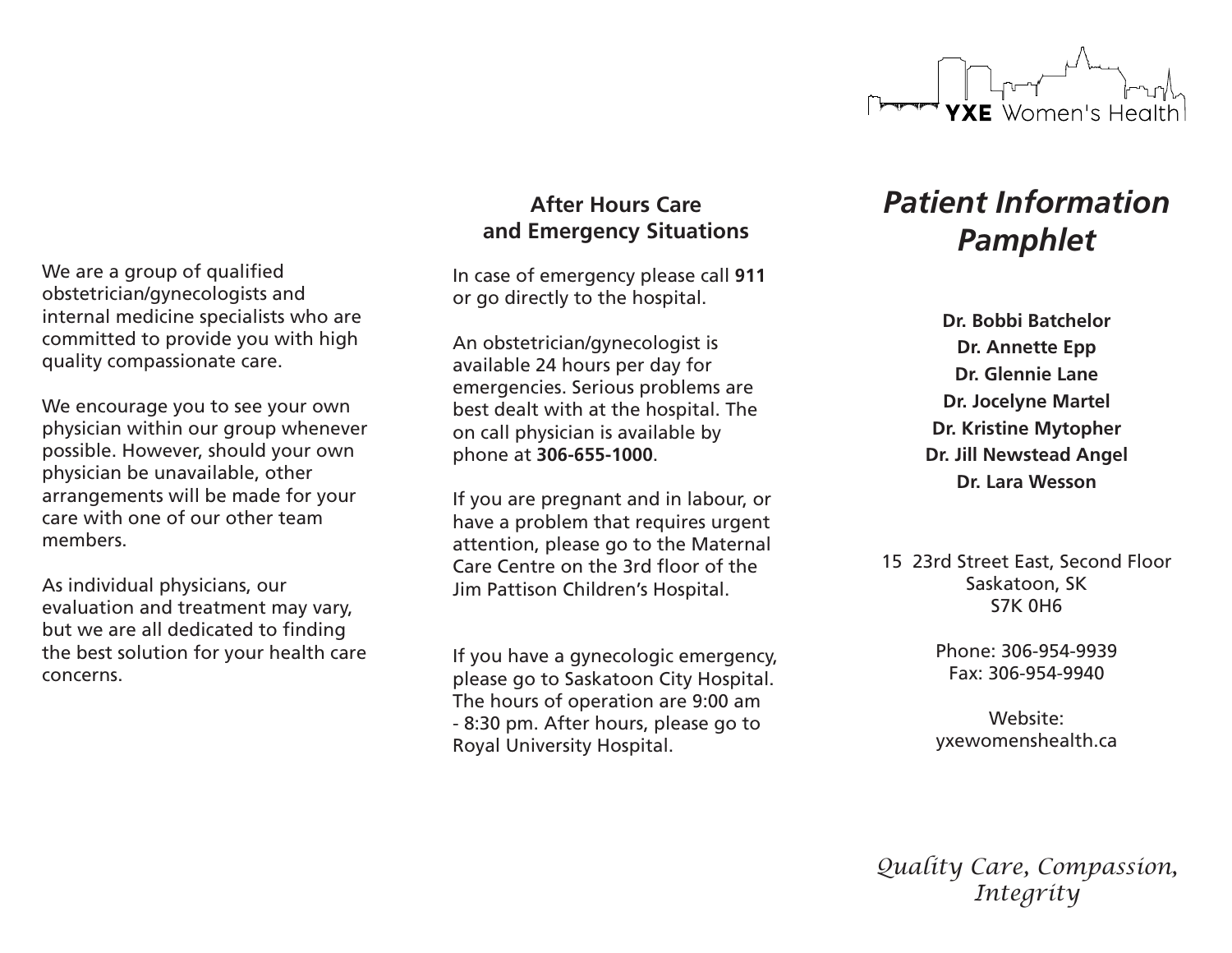We are a group of qualified obstetrician/gynecologists and internal medicine specialists who are committed to provide you with high quality compassionate care.

We encourage you to see your own physician within our group whenever possible. However, should your own physician be unavailable, other arrangements will be made for your care with one of our other team members.

As individual physicians, our evaluation and treatment may vary, but we are all dedicated to finding the best solution for your health care concerns.

## After Hours Care and Emergency Situations

In case of emergency please call **911** or go directly to the hospital.

An obstetrician/gynecologist is available 24 hours per day for emergencies. Serious problems are best dealt with at the hospital. The on call physician is available by phone at **306-655-1000**.

If you are pregnant and in labour, or have a problem that requires urgent attention, please go to the Maternal Care Centre on the 3rd floor of the Jim Pattison Children's Hospital.

If you have a gynecologic emergency, please go to Saskatoon City Hospital. The hours of operation are 9:00 am - 8:30 pm. After hours, please go to Royal University Hospital.

**YXE** Women's Health

# *Patient Information Pamphlet*

**Dr. Bobbi Batchelor**
**Dr. Annette Epp**
**Dr. Glennie Lane**
**Dr. Jocelyne Martel**
**Dr. Kristine Mytopher**
**Dr. Jill Newstead Angel**
**Dr. Lara Wesson**

15 23rd Street East, Second Floor
Saskatoon, SK
S7K 0H6

Phone: 306-954-9939
Fax: 306-954-9940

Website:
yxewomenshealth.ca

*Quality Care, Compassion, Integrity*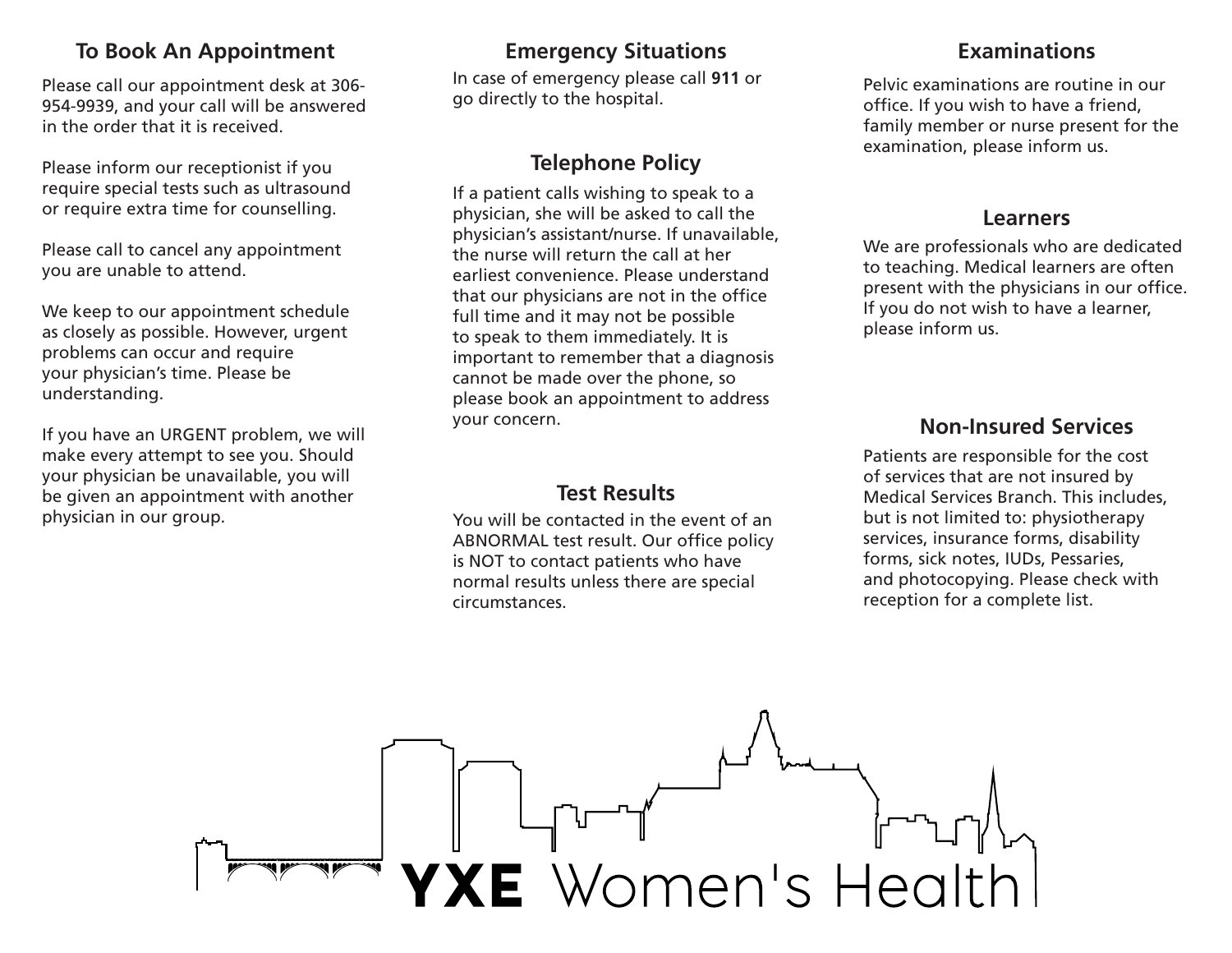## To Book An Appointment

Please call our appointment desk at 306-954-9939, and your call will be answered in the order that it is received.

Please inform our receptionist if you require special tests such as ultrasound or require extra time for counselling.

Please call to cancel any appointment you are unable to attend.

We keep to our appointment schedule as closely as possible. However, urgent problems can occur and require your physician's time. Please be understanding.

If you have an URGENT problem, we will make every attempt to see you. Should your physician be unavailable, you will be given an appointment with another physician in our group.

## Emergency Situations

In case of emergency please call **911** or go directly to the hospital.

## Telephone Policy

If a patient calls wishing to speak to a physician, she will be asked to call the physician's assistant/nurse. If unavailable, the nurse will return the call at her earliest convenience. Please understand that our physicians are not in the office full time and it may not be possible to speak to them immediately. It is important to remember that a diagnosis cannot be made over the phone, so please book an appointment to address your concern.

## Test Results

You will be contacted in the event of an ABNORMAL test result. Our office policy is NOT to contact patients who have normal results unless there are special circumstances.

## Examinations

Pelvic examinations are routine in our office. If you wish to have a friend, family member or nurse present for the examination, please inform us.

## Learners

We are professionals who are dedicated to teaching. Medical learners are often present with the physicians in our office. If you do not wish to have a learner, please inform us.

## Non-Insured Services

Patients are responsible for the cost of services that are not insured by Medical Services Branch. This includes, but is not limited to: physiotherapy services, insurance forms, disability forms, sick notes, IUDs, Pessaries, and photocopying. Please check with reception for a complete list.

**YXE** Women's Health